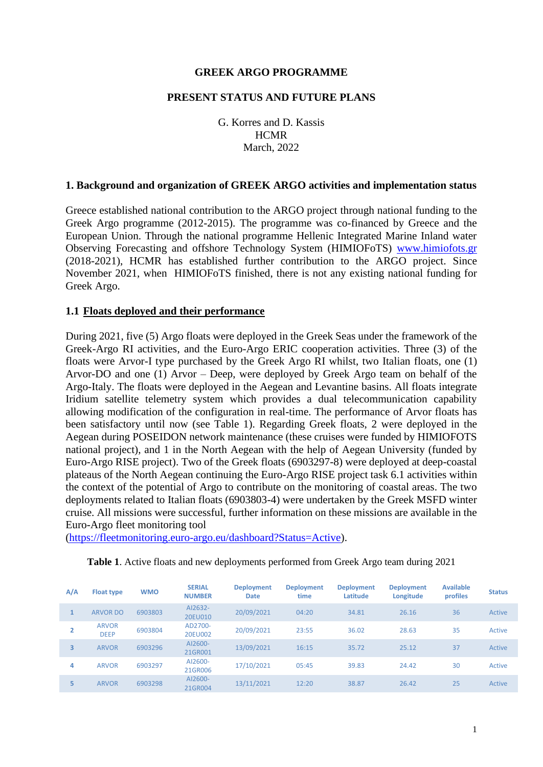**GREEK ARGO PROGRAMME**

**PRESENT STATUS AND FUTURE PLANS**

G. Korres and D. Kassis
HCMR
March, 2022

## 1. Background and organization of GREEK ARGO activities and implementation status

Greece established national contribution to the ARGO project through national funding to the Greek Argo programme (2012-2015). The programme was co-financed by Greece and the European Union. Through the national programme Hellenic Integrated Marine Inland water Observing Forecasting and offshore Technology System (HIMIOFoTS) [www.himiofots.gr](www.himiofots.gr) (2018-2021), HCMR has established further contribution to the ARGO project. Since November 2021, when HIMIOFoTS finished, there is not any existing national funding for Greek Argo.

### 1.1 Floats deployed and their performance

During 2021, five (5) Argo floats were deployed in the Greek Seas under the framework of the Greek-Argo RI activities, and the Euro-Argo ERIC cooperation activities. Three (3) of the floats were Arvor-I type purchased by the Greek Argo RI whilst, two Italian floats, one (1) Arvor-DO and one (1) Arvor – Deep, were deployed by Greek Argo team on behalf of the Argo-Italy. The floats were deployed in the Aegean and Levantine basins. All floats integrate Iridium satellite telemetry system which provides a dual telecommunication capability allowing modification of the configuration in real-time. The performance of Arvor floats has been satisfactory until now (see Table 1). Regarding Greek floats, 2 were deployed in the Aegean during POSEIDON network maintenance (these cruises were funded by HIMIOFOTS national project), and 1 in the North Aegean with the help of Aegean University (funded by Euro-Argo RISE project). Two of the Greek floats (6903297-8) were deployed at deep-coastal plateaus of the North Aegean continuing the Euro-Argo RISE project task 6.1 activities within the context of the potential of Argo to contribute on the monitoring of coastal areas. The two deployments related to Italian floats (6903803-4) were undertaken by the Greek MSFD winter cruise. All missions were successful, further information on these missions are available in the Euro-Argo fleet monitoring tool ([https://fleetmonitoring.euro-argo.eu/dashboard?Status=Active](https://fleetmonitoring.euro-argo.eu/dashboard?Status=Active)).

**Table 1**. Active floats and new deployments performed from Greek Argo team during 2021

| A/A | Float type | WMO | SERIAL NUMBER | Deployment Date | Deployment time | Deployment Latitude | Deployment Longitude | Available profiles | Status |
|---|---|---|---|---|---|---|---|---|---|
| 1 | ARVOR DO | 6903803 | AI2632-20EU010 | 20/09/2021 | 04:20 | 34.81 | 26.16 | 36 | Active |
| 2 | ARVOR DEEP | 6903804 | AD2700-20EU002 | 20/09/2021 | 23:55 | 36.02 | 28.63 | 35 | Active |
| 3 | ARVOR | 6903296 | AI2600-21GR001 | 13/09/2021 | 16:15 | 35.72 | 25.12 | 37 | Active |
| 4 | ARVOR | 6903297 | AI2600-21GR006 | 17/10/2021 | 05:45 | 39.83 | 24.42 | 30 | Active |
| 5 | ARVOR | 6903298 | AI2600-21GR004 | 13/11/2021 | 12:20 | 38.87 | 26.42 | 25 | Active |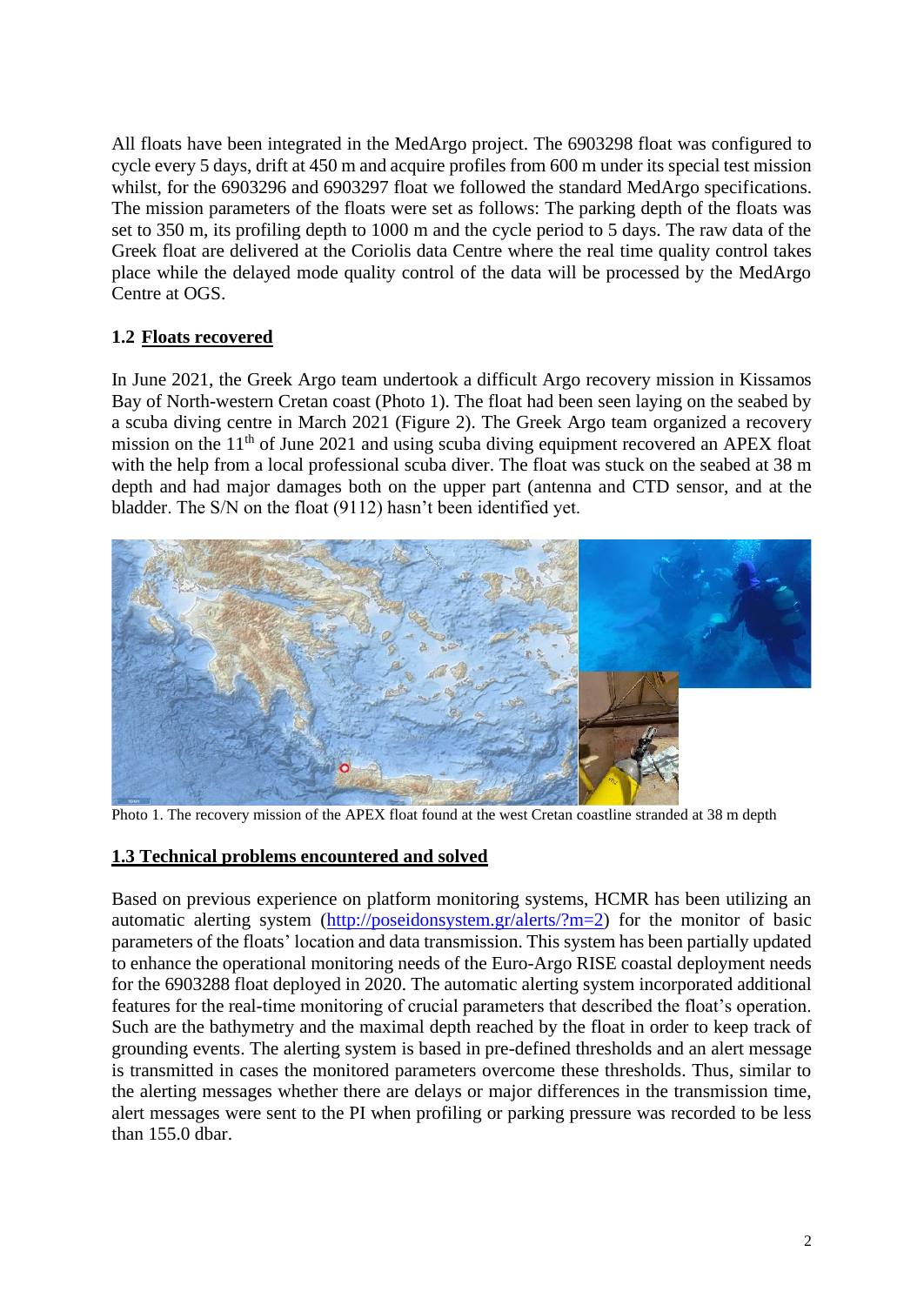All floats have been integrated in the MedArgo project. The 6903298 float was configured to cycle every 5 days, drift at 450 m and acquire profiles from 600 m under its special test mission whilst, for the 6903296 and 6903297 float we followed the standard MedArgo specifications. The mission parameters of the floats were set as follows: The parking depth of the floats was set to 350 m, its profiling depth to 1000 m and the cycle period to 5 days. The raw data of the Greek float are delivered at the Coriolis data Centre where the real time quality control takes place while the delayed mode quality control of the data will be processed by the MedArgo Centre at OGS.

## 1.2 Floats recovered

In June 2021, the Greek Argo team undertook a difficult Argo recovery mission in Kissamos Bay of North-western Cretan coast (Photo 1). The float had been seen laying on the seabed by a scuba diving centre in March 2021 (Figure 2). The Greek Argo team organized a recovery mission on the 11th of June 2021 and using scuba diving equipment recovered an APEX float with the help from a local professional scuba diver. The float was stuck on the seabed at 38 m depth and had major damages both on the upper part (antenna and CTD sensor, and at the bladder. The S/N on the float (9112) hasn't been identified yet.

Photo 1. The recovery mission of the APEX float found at the west Cretan coastline stranded at 38 m depth

## 1.3 Technical problems encountered and solved

Based on previous experience on platform monitoring systems, HCMR has been utilizing an automatic alerting system (http://poseidonsystem.gr/alerts/?m=2) for the monitor of basic parameters of the floats' location and data transmission. This system has been partially updated to enhance the operational monitoring needs of the Euro-Argo RISE coastal deployment needs for the 6903288 float deployed in 2020. The automatic alerting system incorporated additional features for the real-time monitoring of crucial parameters that described the float's operation. Such are the bathymetry and the maximal depth reached by the float in order to keep track of grounding events. The alerting system is based in pre-defined thresholds and an alert message is transmitted in cases the monitored parameters overcome these thresholds. Thus, similar to the alerting messages whether there are delays or major differences in the transmission time, alert messages were sent to the PI when profiling or parking pressure was recorded to be less than 155.0 dbar.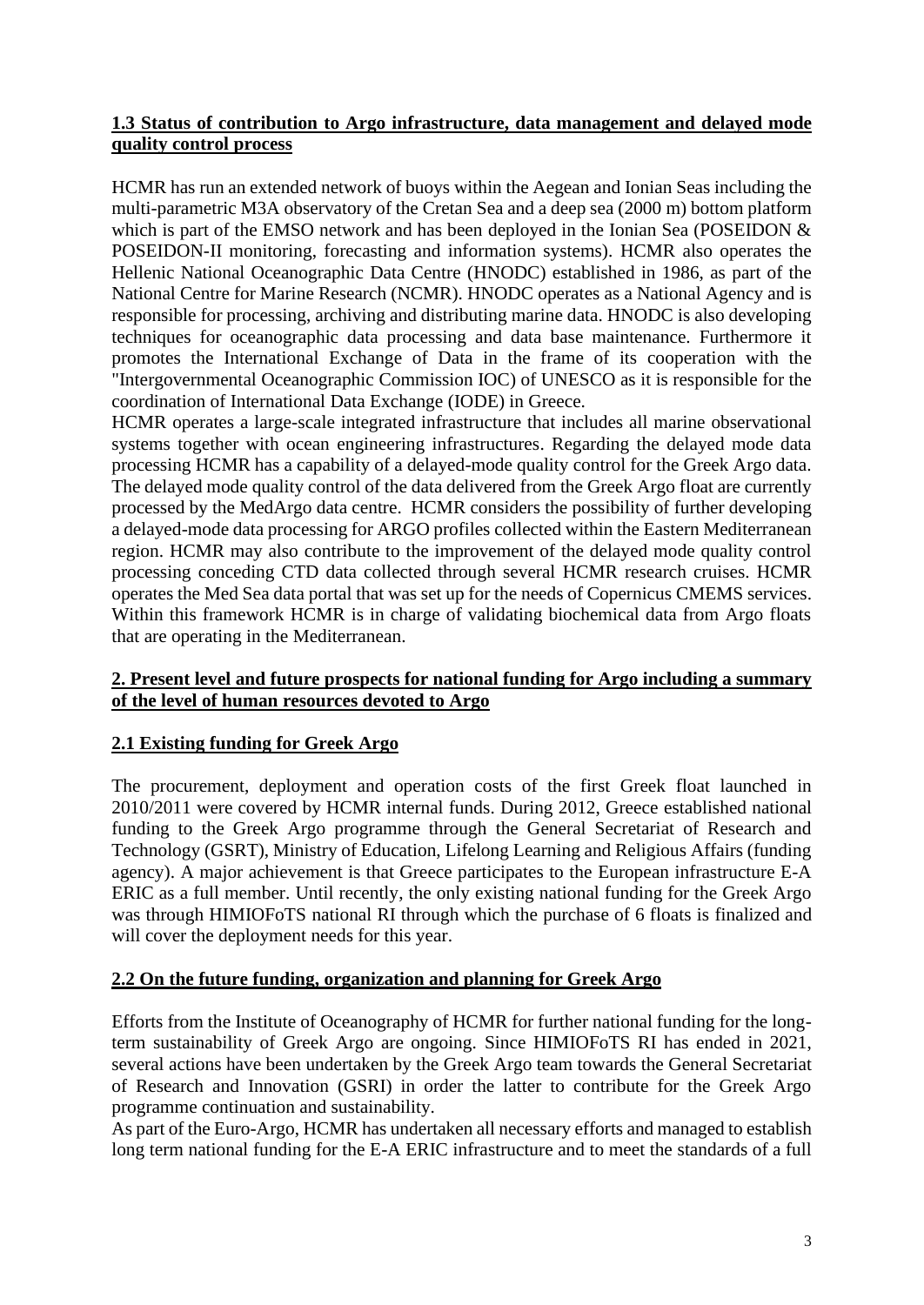**1.3 Status of contribution to Argo infrastructure, data management and delayed mode quality control process**

HCMR has run an extended network of buoys within the Aegean and Ionian Seas including the multi-parametric M3A observatory of the Cretan Sea and a deep sea (2000 m) bottom platform which is part of the EMSO network and has been deployed in the Ionian Sea (POSEIDON & POSEIDON-II monitoring, forecasting and information systems). HCMR also operates the Hellenic National Oceanographic Data Centre (HNODC) established in 1986, as part of the National Centre for Marine Research (NCMR). HNODC operates as a National Agency and is responsible for processing, archiving and distributing marine data. HNODC is also developing techniques for oceanographic data processing and data base maintenance. Furthermore it promotes the International Exchange of Data in the frame of its cooperation with the "Intergovernmental Oceanographic Commission IOC) of UNESCO as it is responsible for the coordination of International Data Exchange (IODE) in Greece.

HCMR operates a large-scale integrated infrastructure that includes all marine observational systems together with ocean engineering infrastructures. Regarding the delayed mode data processing HCMR has a capability of a delayed-mode quality control for the Greek Argo data. The delayed mode quality control of the data delivered from the Greek Argo float are currently processed by the MedArgo data centre. HCMR considers the possibility of further developing a delayed-mode data processing for ARGO profiles collected within the Eastern Mediterranean region. HCMR may also contribute to the improvement of the delayed mode quality control processing conceding CTD data collected through several HCMR research cruises. HCMR operates the Med Sea data portal that was set up for the needs of Copernicus CMEMS services. Within this framework HCMR is in charge of validating biochemical data from Argo floats that are operating in the Mediterranean.

**2. Present level and future prospects for national funding for Argo including a summary of the level of human resources devoted to Argo**

**2.1 Existing funding for Greek Argo**

The procurement, deployment and operation costs of the first Greek float launched in 2010/2011 were covered by HCMR internal funds. During 2012, Greece established national funding to the Greek Argo programme through the General Secretariat of Research and Technology (GSRT), Ministry of Education, Lifelong Learning and Religious Affairs (funding agency). A major achievement is that Greece participates to the European infrastructure E-A ERIC as a full member. Until recently, the only existing national funding for the Greek Argo was through HIMIOFoTS national RI through which the purchase of 6 floats is finalized and will cover the deployment needs for this year.

**2.2 On the future funding, organization and planning for Greek Argo**

Efforts from the Institute of Oceanography of HCMR for further national funding for the long-term sustainability of Greek Argo are ongoing. Since HIMIOFoTS RI has ended in 2021, several actions have been undertaken by the Greek Argo team towards the General Secretariat of Research and Innovation (GSRI) in order the latter to contribute for the Greek Argo programme continuation and sustainability.

As part of the Euro-Argo, HCMR has undertaken all necessary efforts and managed to establish long term national funding for the E-A ERIC infrastructure and to meet the standards of a full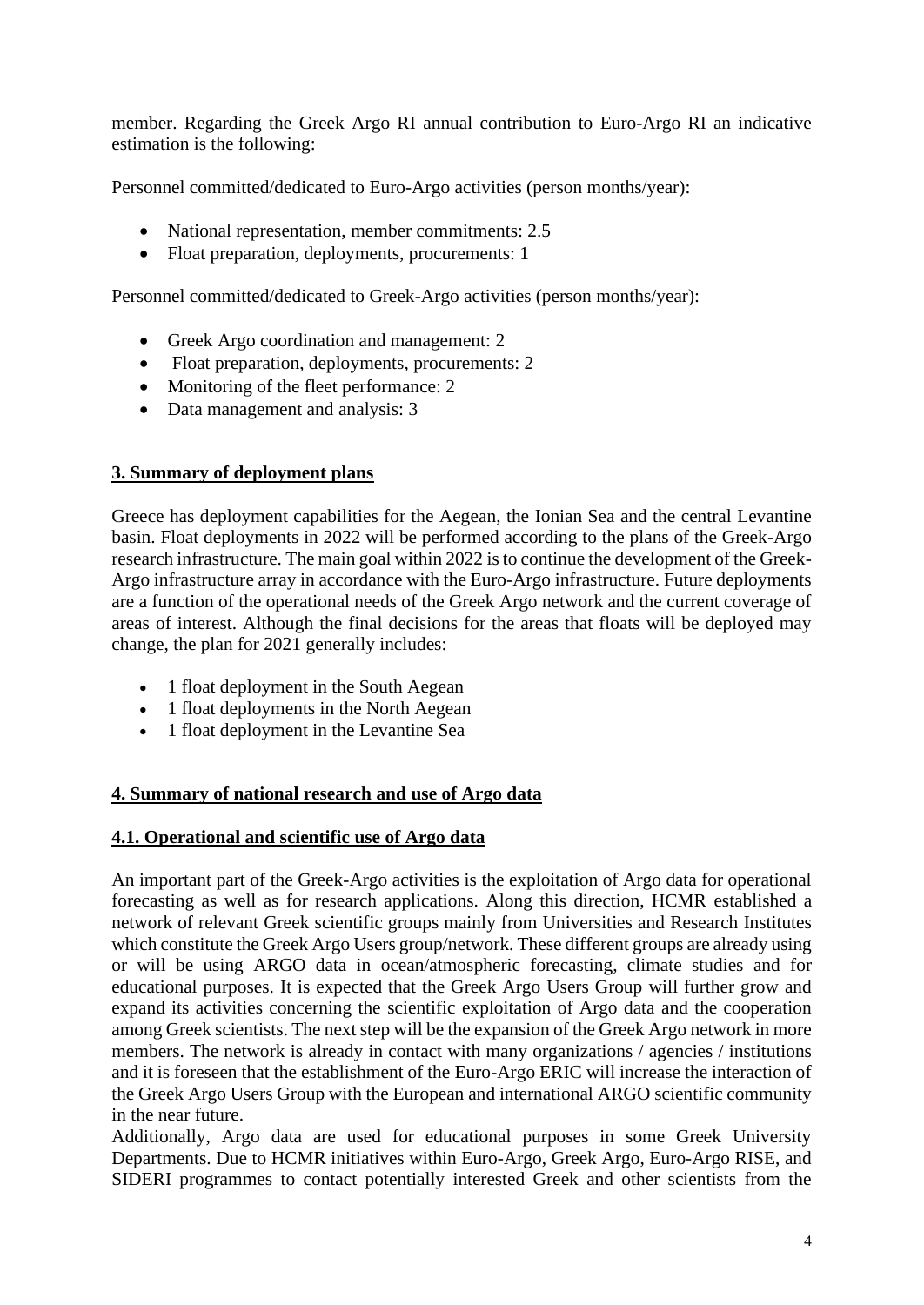member. Regarding the Greek Argo RI annual contribution to Euro-Argo RI an indicative estimation is the following:

Personnel committed/dedicated to Euro-Argo activities (person months/year):

- National representation, member commitments: 2.5
- Float preparation, deployments, procurements: 1

Personnel committed/dedicated to Greek-Argo activities (person months/year):

- Greek Argo coordination and management: 2
- Float preparation, deployments, procurements: 2
- Monitoring of the fleet performance: 2
- Data management and analysis: 3

## 3. Summary of deployment plans

Greece has deployment capabilities for the Aegean, the Ionian Sea and the central Levantine basin. Float deployments in 2022 will be performed according to the plans of the Greek-Argo research infrastructure. The main goal within 2022 is to continue the development of the Greek-Argo infrastructure array in accordance with the Euro-Argo infrastructure. Future deployments are a function of the operational needs of the Greek Argo network and the current coverage of areas of interest. Although the final decisions for the areas that floats will be deployed may change, the plan for 2021 generally includes:

- 1 float deployment in the South Aegean
- 1 float deployments in the North Aegean
- 1 float deployment in the Levantine Sea

## 4. Summary of national research and use of Argo data

### 4.1. Operational and scientific use of Argo data

An important part of the Greek-Argo activities is the exploitation of Argo data for operational forecasting as well as for research applications. Along this direction, HCMR established a network of relevant Greek scientific groups mainly from Universities and Research Institutes which constitute the Greek Argo Users group/network. These different groups are already using or will be using ARGO data in ocean/atmospheric forecasting, climate studies and for educational purposes. It is expected that the Greek Argo Users Group will further grow and expand its activities concerning the scientific exploitation of Argo data and the cooperation among Greek scientists. The next step will be the expansion of the Greek Argo network in more members. The network is already in contact with many organizations / agencies / institutions and it is foreseen that the establishment of the Euro-Argo ERIC will increase the interaction of the Greek Argo Users Group with the European and international ARGO scientific community in the near future.

Additionally, Argo data are used for educational purposes in some Greek University Departments. Due to HCMR initiatives within Euro-Argo, Greek Argo, Euro-Argo RISE, and SIDERI programmes to contact potentially interested Greek and other scientists from the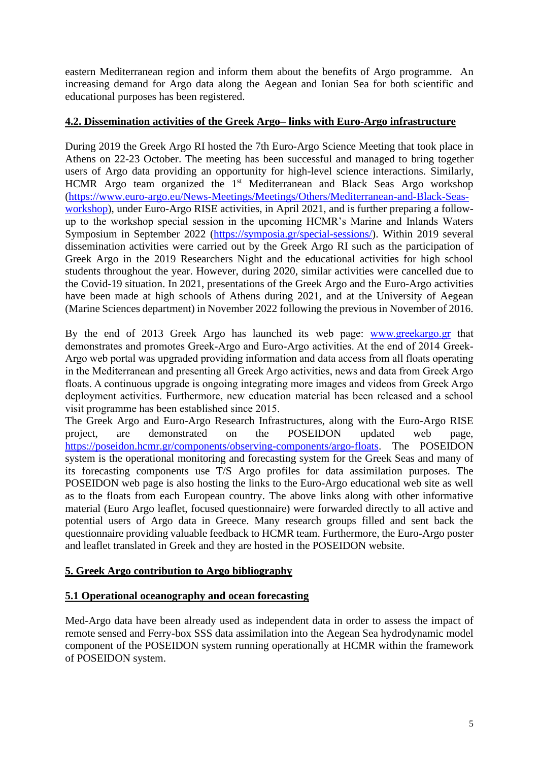eastern Mediterranean region and inform them about the benefits of Argo programme. An increasing demand for Argo data along the Aegean and Ionian Sea for both scientific and educational purposes has been registered.

## 4.2. Dissemination activities of the Greek Argo– links with Euro-Argo infrastructure

During 2019 the Greek Argo RI hosted the 7th Euro-Argo Science Meeting that took place in Athens on 22-23 October. The meeting has been successful and managed to bring together users of Argo data providing an opportunity for high-level science interactions. Similarly, HCMR Argo team organized the 1st Mediterranean and Black Seas Argo workshop (https://www.euro-argo.eu/News-Meetings/Meetings/Others/Mediterranean-and-Black-Seas-workshop), under Euro-Argo RISE activities, in April 2021, and is further preparing a follow-up to the workshop special session in the upcoming HCMR's Marine and Inlands Waters Symposium in September 2022 (https://symposia.gr/special-sessions/). Within 2019 several dissemination activities were carried out by the Greek Argo RI such as the participation of Greek Argo in the 2019 Researchers Night and the educational activities for high school students throughout the year. However, during 2020, similar activities were cancelled due to the Covid-19 situation. In 2021, presentations of the Greek Argo and the Euro-Argo activities have been made at high schools of Athens during 2021, and at the University of Aegean (Marine Sciences department) in November 2022 following the previous in November of 2016.

By the end of 2013 Greek Argo has launched its web page: www.greekargo.gr that demonstrates and promotes Greek-Argo and Euro-Argo activities. At the end of 2014 Greek-Argo web portal was upgraded providing information and data access from all floats operating in the Mediterranean and presenting all Greek Argo activities, news and data from Greek Argo floats. A continuous upgrade is ongoing integrating more images and videos from Greek Argo deployment activities. Furthermore, new education material has been released and a school visit programme has been established since 2015.
The Greek Argo and Euro-Argo Research Infrastructures, along with the Euro-Argo RISE project, are demonstrated on the POSEIDON updated web page, https://poseidon.hcmr.gr/components/observing-components/argo-floats. The POSEIDON system is the operational monitoring and forecasting system for the Greek Seas and many of its forecasting components use T/S Argo profiles for data assimilation purposes. The POSEIDON web page is also hosting the links to the Euro-Argo educational web site as well as to the floats from each European country. The above links along with other informative material (Euro Argo leaflet, focused questionnaire) were forwarded directly to all active and potential users of Argo data in Greece. Many research groups filled and sent back the questionnaire providing valuable feedback to HCMR team. Furthermore, the Euro-Argo poster and leaflet translated in Greek and they are hosted in the POSEIDON website.

## 5. Greek Argo contribution to Argo bibliography

### 5.1 Operational oceanography and ocean forecasting

Med-Argo data have been already used as independent data in order to assess the impact of remote sensed and Ferry-box SSS data assimilation into the Aegean Sea hydrodynamic model component of the POSEIDON system running operationally at HCMR within the framework of POSEIDON system.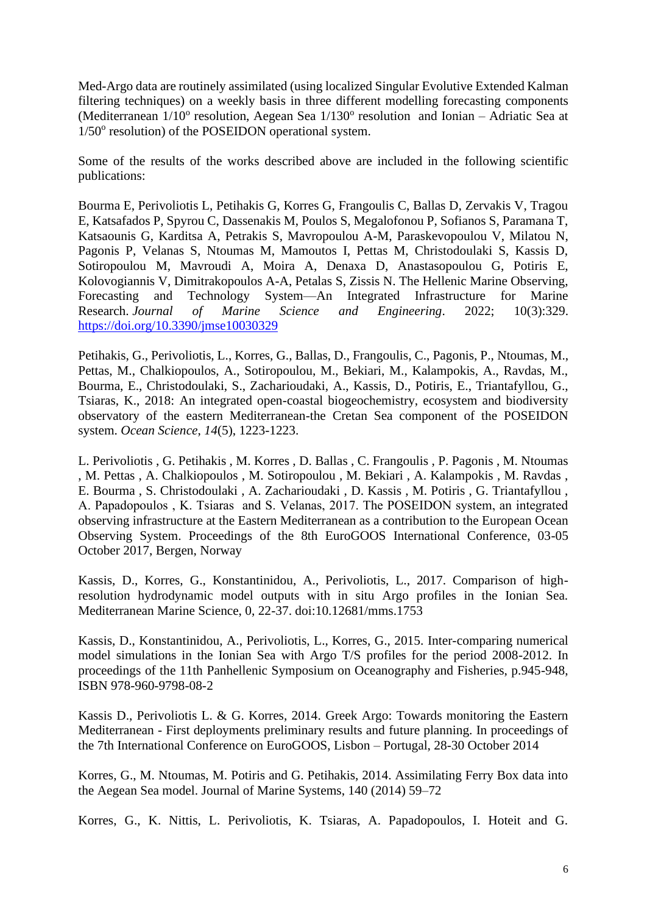Med-Argo data are routinely assimilated (using localized Singular Evolutive Extended Kalman filtering techniques) on a weekly basis in three different modelling forecasting components (Mediterranean $1/10^o$ resolution, Aegean Sea $1/130^o$ resolution and Ionian – Adriatic Sea at $1/50^o$ resolution) of the POSEIDON operational system.

Some of the results of the works described above are included in the following scientific publications:

Bourma E, Perivoliotis L, Petihakis G, Korres G, Frangoulis C, Ballas D, Zervakis V, Tragou E, Katsafados P, Spyrou C, Dassenakis M, Poulos S, Megalofonou P, Sofianos S, Paramana T, Katsaounis G, Karditsa A, Petrakis S, Mavropoulou A-M, Paraskevopoulou V, Milatou N, Pagonis P, Velanas S, Ntoumas M, Mamoutos I, Pettas M, Christodoulaki S, Kassis D, Sotiropoulou M, Mavroudi A, Moira A, Denaxa D, Anastasopoulou G, Potiris E, Kolovogiannis V, Dimitrakopoulos A-A, Petalas S, Zissis N. The Hellenic Marine Observing, Forecasting and Technology System—An Integrated Infrastructure for Marine Research. *Journal of Marine Science and Engineering*. 2022; 10(3):329. https://doi.org/10.3390/jmse10030329

Petihakis, G., Perivoliotis, L., Korres, G., Ballas, D., Frangoulis, C., Pagonis, P., Ntoumas, M., Pettas, M., Chalkiopoulos, A., Sotiropoulou, M., Bekiari, M., Kalampokis, A., Ravdas, M., Bourma, E., Christodoulaki, S., Zacharioudaki, A., Kassis, D., Potiris, E., Triantafyllou, G., Tsiaras, K., 2018: An integrated open-coastal biogeochemistry, ecosystem and biodiversity observatory of the eastern Mediterranean-the Cretan Sea component of the POSEIDON system. *Ocean Science*, *14*(5), 1223-1223.

L. Perivoliotis , G. Petihakis , M. Korres , D. Ballas , C. Frangoulis , P. Pagonis , M. Ntoumas , M. Pettas , A. Chalkiopoulos , M. Sotiropoulou , M. Bekiari , A. Kalampokis , M. Ravdas , E. Bourma , S. Christodoulaki , A. Zacharioudaki , D. Kassis , M. Potiris , G. Triantafyllou , A. Papadopoulos , K. Tsiaras and S. Velanas, 2017. The POSEIDON system, an integrated observing infrastructure at the Eastern Mediterranean as a contribution to the European Ocean Observing System. Proceedings of the 8th EuroGOOS International Conference, 03-05 October 2017, Bergen, Norway

Kassis, D., Korres, G., Konstantinidou, A., Perivoliotis, L., 2017. Comparison of high-resolution hydrodynamic model outputs with in situ Argo profiles in the Ionian Sea. Mediterranean Marine Science, 0, 22-37. doi:10.12681/mms.1753

Kassis, D., Konstantinidou, A., Perivoliotis, L., Korres, G., 2015. Inter-comparing numerical model simulations in the Ionian Sea with Argo T/S profiles for the period 2008-2012. In proceedings of the 11th Panhellenic Symposium on Oceanography and Fisheries, p.945-948, ISBN 978-960-9798-08-2

Kassis D., Perivoliotis L. & G. Korres, 2014. Greek Argo: Towards monitoring the Eastern Mediterranean - First deployments preliminary results and future planning. In proceedings of the 7th International Conference on EuroGOOS, Lisbon – Portugal, 28-30 October 2014

Korres, G., M. Ntoumas, M. Potiris and G. Petihakis, 2014. Assimilating Ferry Box data into the Aegean Sea model. Journal of Marine Systems, 140 (2014) 59–72

Korres, G., K. Nittis, L. Perivoliotis, K. Tsiaras, A. Papadopoulos, I. Hoteit and G.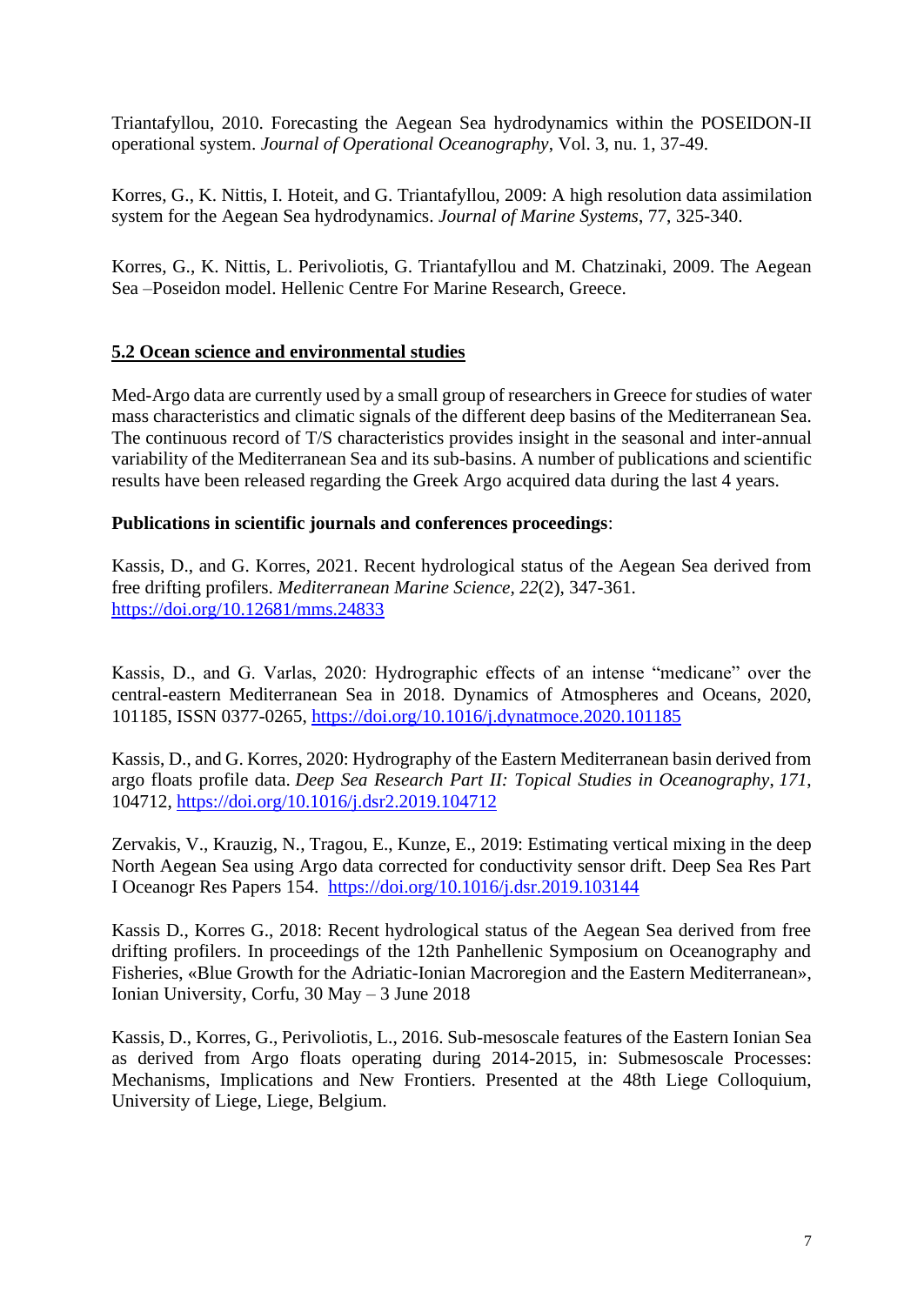Triantafyllou, 2010. Forecasting the Aegean Sea hydrodynamics within the POSEIDON-II operational system. *Journal of Operational Oceanography*, Vol. 3, nu. 1, 37-49.

Korres, G., K. Nittis, I. Hoteit, and G. Triantafyllou, 2009: A high resolution data assimilation system for the Aegean Sea hydrodynamics. *Journal of Marine Systems*, 77, 325-340.

Korres, G., K. Nittis, L. Perivoliotis, G. Triantafyllou and M. Chatzinaki, 2009. The Aegean Sea –Poseidon model. Hellenic Centre For Marine Research, Greece.

## 5.2 Ocean science and environmental studies

Med-Argo data are currently used by a small group of researchers in Greece for studies of water mass characteristics and climatic signals of the different deep basins of the Mediterranean Sea. The continuous record of T/S characteristics provides insight in the seasonal and inter-annual variability of the Mediterranean Sea and its sub-basins. A number of publications and scientific results have been released regarding the Greek Argo acquired data during the last 4 years.

**Publications in scientific journals and conferences proceedings**:

Kassis, D., and G. Korres, 2021. Recent hydrological status of the Aegean Sea derived from free drifting profilers. *Mediterranean Marine Science*, *22*(2), 347-361. https://doi.org/10.12681/mms.24833

Kassis, D., and G. Varlas, 2020: Hydrographic effects of an intense "medicane" over the central-eastern Mediterranean Sea in 2018. Dynamics of Atmospheres and Oceans, 2020, 101185, ISSN 0377-0265, https://doi.org/10.1016/j.dynatmoce.2020.101185

Kassis, D., and G. Korres, 2020: Hydrography of the Eastern Mediterranean basin derived from argo floats profile data. *Deep Sea Research Part II: Topical Studies in Oceanography*, *171*, 104712, https://doi.org/10.1016/j.dsr2.2019.104712

Zervakis, V., Krauzig, N., Tragou, E., Kunze, E., 2019: Estimating vertical mixing in the deep North Aegean Sea using Argo data corrected for conductivity sensor drift. Deep Sea Res Part I Oceanogr Res Papers 154. https://doi.org/10.1016/j.dsr.2019.103144

Kassis D., Korres G., 2018: Recent hydrological status of the Aegean Sea derived from free drifting profilers. In proceedings of the 12th Panhellenic Symposium on Oceanography and Fisheries, «Blue Growth for the Adriatic-Ionian Macroregion and the Eastern Mediterranean», Ionian University, Corfu, 30 May – 3 June 2018

Kassis, D., Korres, G., Perivoliotis, L., 2016. Sub-mesoscale features of the Eastern Ionian Sea as derived from Argo floats operating during 2014-2015, in: Submesoscale Processes: Mechanisms, Implications and New Frontiers. Presented at the 48th Liege Colloquium, University of Liege, Liege, Belgium.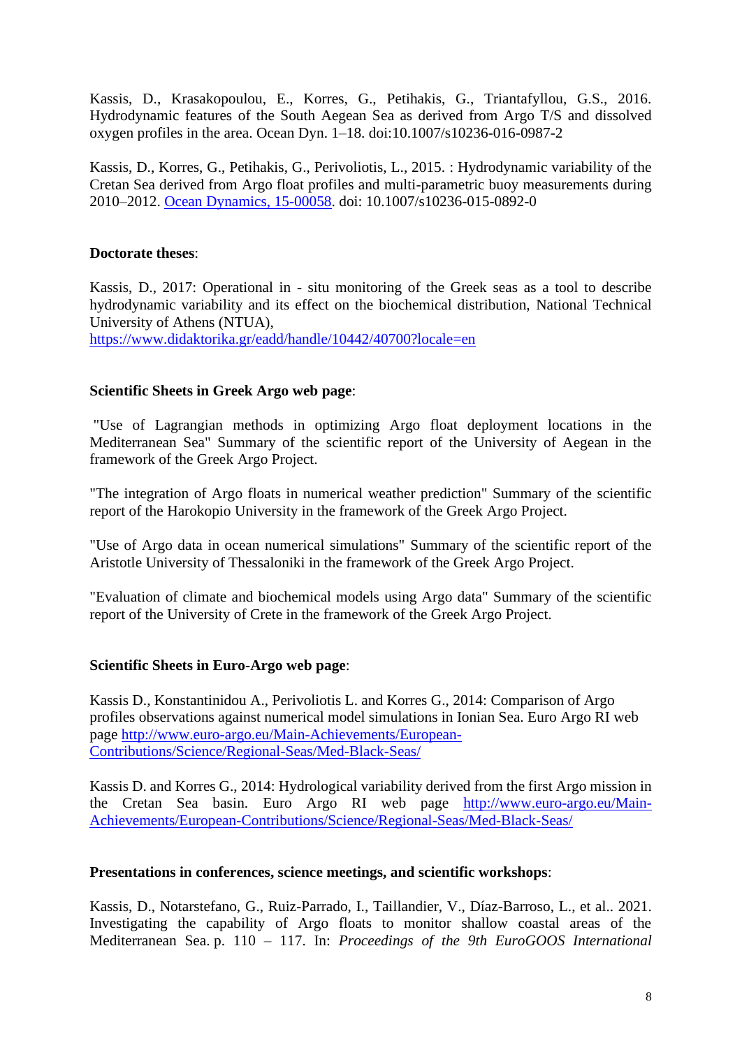Kassis, D., Krasakopoulou, E., Korres, G., Petihakis, G., Triantafyllou, G.S., 2016. Hydrodynamic features of the South Aegean Sea as derived from Argo T/S and dissolved oxygen profiles in the area. Ocean Dyn. 1–18. doi:10.1007/s10236-016-0987-2

Kassis, D., Korres, G., Petihakis, G., Perivoliotis, L., 2015. : Hydrodynamic variability of the Cretan Sea derived from Argo float profiles and multi-parametric buoy measurements during 2010–2012. [Ocean Dynamics, 15-00058](). doi: 10.1007/s10236-015-0892-0

**Doctorate theses**:

Kassis, D., 2017: Operational in - situ monitoring of the Greek seas as a tool to describe hydrodynamic variability and its effect on the biochemical distribution, National Technical University of Athens (NTUA), https://www.didaktorika.gr/eadd/handle/10442/40700?locale=en

**Scientific Sheets in Greek Argo web page**:

"Use of Lagrangian methods in optimizing Argo float deployment locations in the Mediterranean Sea" Summary of the scientific report of the University of Aegean in the framework of the Greek Argo Project.

"The integration of Argo floats in numerical weather prediction" Summary of the scientific report of the Harokopio University in the framework of the Greek Argo Project.

"Use of Argo data in ocean numerical simulations" Summary of the scientific report of the Aristotle University of Thessaloniki in the framework of the Greek Argo Project.

"Evaluation of climate and biochemical models using Argo data" Summary of the scientific report of the University of Crete in the framework of the Greek Argo Project.

**Scientific Sheets in Euro-Argo web page**:

Kassis D., Konstantinidou A., Perivoliotis L. and Korres G., 2014: Comparison of Argo profiles observations against numerical model simulations in Ionian Sea. Euro Argo RI web page http://www.euro-argo.eu/Main-Achievements/European-Contributions/Science/Regional-Seas/Med-Black-Seas/

Kassis D. and Korres G., 2014: Hydrological variability derived from the first Argo mission in the Cretan Sea basin. Euro Argo RI web page http://www.euro-argo.eu/Main-Achievements/European-Contributions/Science/Regional-Seas/Med-Black-Seas/

**Presentations in conferences, science meetings, and scientific workshops**:

Kassis, D., Notarstefano, G., Ruiz-Parrado, I., Taillandier, V., Díaz-Barroso, L., et al.. 2021. Investigating the capability of Argo floats to monitor shallow coastal areas of the Mediterranean Sea. p. 110 – 117. In: *Proceedings of the 9th EuroGOOS International*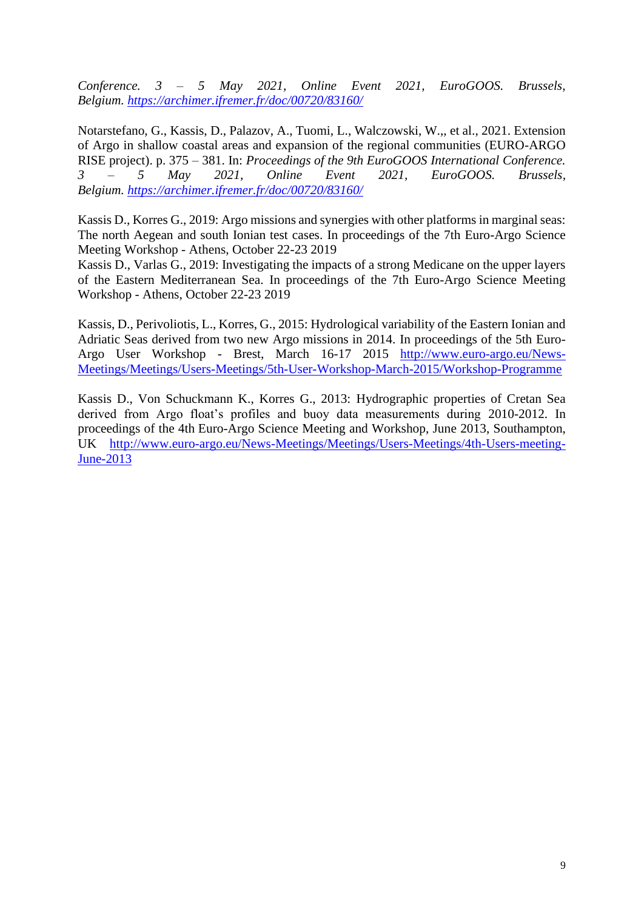*Conference. 3 – 5 May 2021, Online Event 2021, EuroGOOS. Brussels, Belgium.* [https://archimer.ifremer.fr/doc/00720/83160/](https://archimer.ifremer.fr/doc/00720/83160/)

Notarstefano, G., Kassis, D., Palazov, A., Tuomi, L., Walczowski, W.,, et al., 2021. Extension of Argo in shallow coastal areas and expansion of the regional communities (EURO-ARGO RISE project). p. 375 – 381. In: *Proceedings of the 9th EuroGOOS International Conference. 3 – 5 May 2021, Online Event 2021, EuroGOOS. Brussels, Belgium.* [https://archimer.ifremer.fr/doc/00720/83160/](https://archimer.ifremer.fr/doc/00720/83160/)

Kassis D., Korres G., 2019: Argo missions and synergies with other platforms in marginal seas: The north Aegean and south Ionian test cases. In proceedings of the 7th Euro-Argo Science Meeting Workshop - Athens, October 22-23 2019

Kassis D., Varlas G., 2019: Investigating the impacts of a strong Medicane on the upper layers of the Eastern Mediterranean Sea. In proceedings of the 7th Euro-Argo Science Meeting Workshop - Athens, October 22-23 2019

Kassis, D., Perivoliotis, L., Korres, G., 2015: Hydrological variability of the Eastern Ionian and Adriatic Seas derived from two new Argo missions in 2014. In proceedings of the 5th Euro-Argo User Workshop - Brest, March 16-17 2015 [http://www.euro-argo.eu/News-Meetings/Meetings/Users-Meetings/5th-User-Workshop-March-2015/Workshop-Programme](http://www.euro-argo.eu/News-Meetings/Meetings/Users-Meetings/5th-User-Workshop-March-2015/Workshop-Programme)

Kassis D., Von Schuckmann K., Korres G., 2013: Hydrographic properties of Cretan Sea derived from Argo float's profiles and buoy data measurements during 2010-2012. In proceedings of the 4th Euro-Argo Science Meeting and Workshop, June 2013, Southampton, UK [http://www.euro-argo.eu/News-Meetings/Meetings/Users-Meetings/4th-Users-meeting-June-2013](http://www.euro-argo.eu/News-Meetings/Meetings/Users-Meetings/4th-Users-meeting-June-2013)